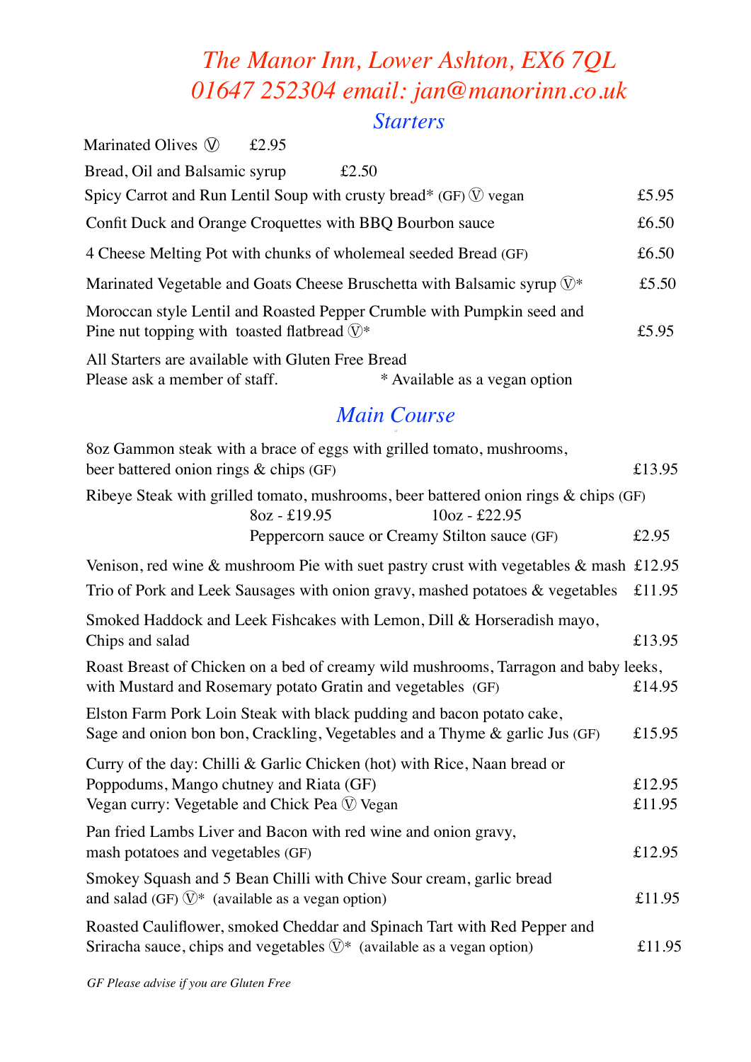# The Manor Inn, Lower Ashton, EX6 7QL

# 01647 252304 email: jan@manorinn.co.uk

## Starters

Marinated Olives Ⓥ £2.95

Bread, Oil and Balsamic syrup £2.50

Spicy Carrot and Run Lentil Soup with crusty bread* (GF) Ⓥ vegan £5.95

Confit Duck and Orange Croquettes with BBQ Bourbon sauce £6.50

4 Cheese Melting Pot with chunks of wholemeal seeded Bread (GF) £6.50

Marinated Vegetable and Goats Cheese Bruschetta with Balsamic syrup Ⓥ* £5.50

Moroccan style Lentil and Roasted Pepper Crumble with Pumpkin seed and Pine nut topping with toasted flatbread Ⓥ* £5.95

All Starters are available with Gluten Free Bread
Please ask a member of staff. * Available as a vegan option

## Main Course

8oz Gammon steak with a brace of eggs with grilled tomato, mushrooms, beer battered onion rings & chips (GF) £13.95

Ribeye Steak with grilled tomato, mushrooms, beer battered onion rings & chips (GF)
8oz - £19.95 10oz - £22.95
Peppercorn sauce or Creamy Stilton sauce (GF) £2.95

Venison, red wine & mushroom Pie with suet pastry crust with vegetables & mash £12.95

Trio of Pork and Leek Sausages with onion gravy, mashed potatoes & vegetables £11.95

Smoked Haddock and Leek Fishcakes with Lemon, Dill & Horseradish mayo, Chips and salad £13.95

Roast Breast of Chicken on a bed of creamy wild mushrooms, Tarragon and baby leeks, with Mustard and Rosemary potato Gratin and vegetables (GF) £14.95

Elston Farm Pork Loin Steak with black pudding and bacon potato cake, Sage and onion bon bon, Crackling, Vegetables and a Thyme & garlic Jus (GF) £15.95

Curry of the day: Chilli & Garlic Chicken (hot) with Rice, Naan bread or Poppodums, Mango chutney and Riata (GF) £12.95
Vegan curry: Vegetable and Chick Pea Ⓥ Vegan £11.95

Pan fried Lambs Liver and Bacon with red wine and onion gravy, mash potatoes and vegetables (GF) £12.95

Smokey Squash and 5 Bean Chilli with Chive Sour cream, garlic bread and salad (GF) Ⓥ* (available as a vegan option) £11.95

Roasted Cauliflower, smoked Cheddar and Spinach Tart with Red Pepper and Sriracha sauce, chips and vegetables Ⓥ* (available as a vegan option) £11.95

*GF Please advise if you are Gluten Free*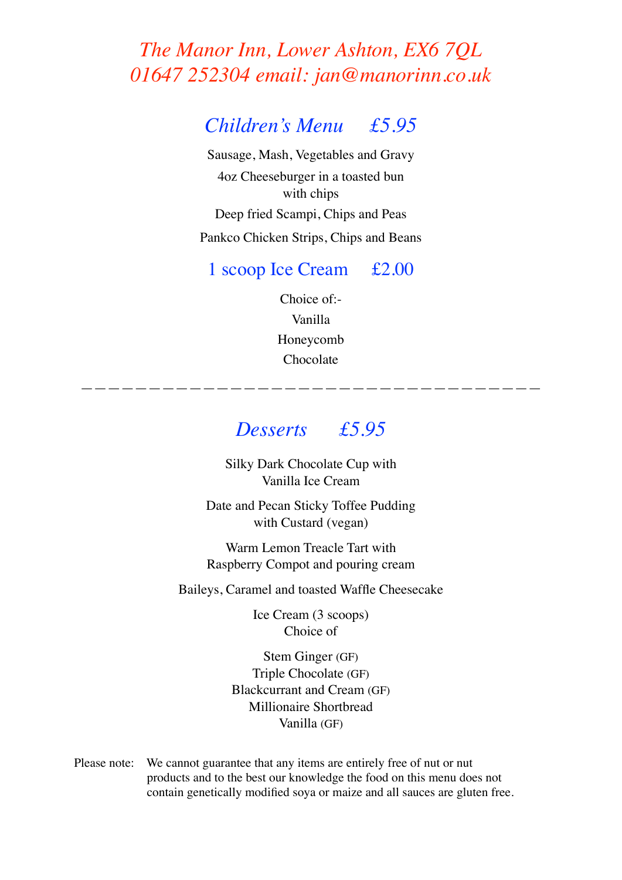*The Manor Inn, Lower Ashton, EX6 7QL*
*01647 252304 email: jan@manorinn.co.uk*

## *Children's Menu £5.95*

Sausage, Mash, Vegetables and Gravy

4oz Cheeseburger in a toasted bun with chips

Deep fried Scampi, Chips and Peas

Pankco Chicken Strips, Chips and Beans

## 1 scoop Ice Cream £2.00

Choice of:-
Vanilla
Honeycomb
Chocolate

---

## *Desserts £5.95*

Silky Dark Chocolate Cup with Vanilla Ice Cream

Date and Pecan Sticky Toffee Pudding with Custard (vegan)

Warm Lemon Treacle Tart with Raspberry Compot and pouring cream

Baileys, Caramel and toasted Waffle Cheesecake

Ice Cream (3 scoops)
Choice of

Stem Ginger (GF)
Triple Chocolate (GF)
Blackcurrant and Cream (GF)
Millionaire Shortbread
Vanilla (GF)

Please note: We cannot guarantee that any items are entirely free of nut or nut products and to the best our knowledge the food on this menu does not contain genetically modified soya or maize and all sauces are gluten free.